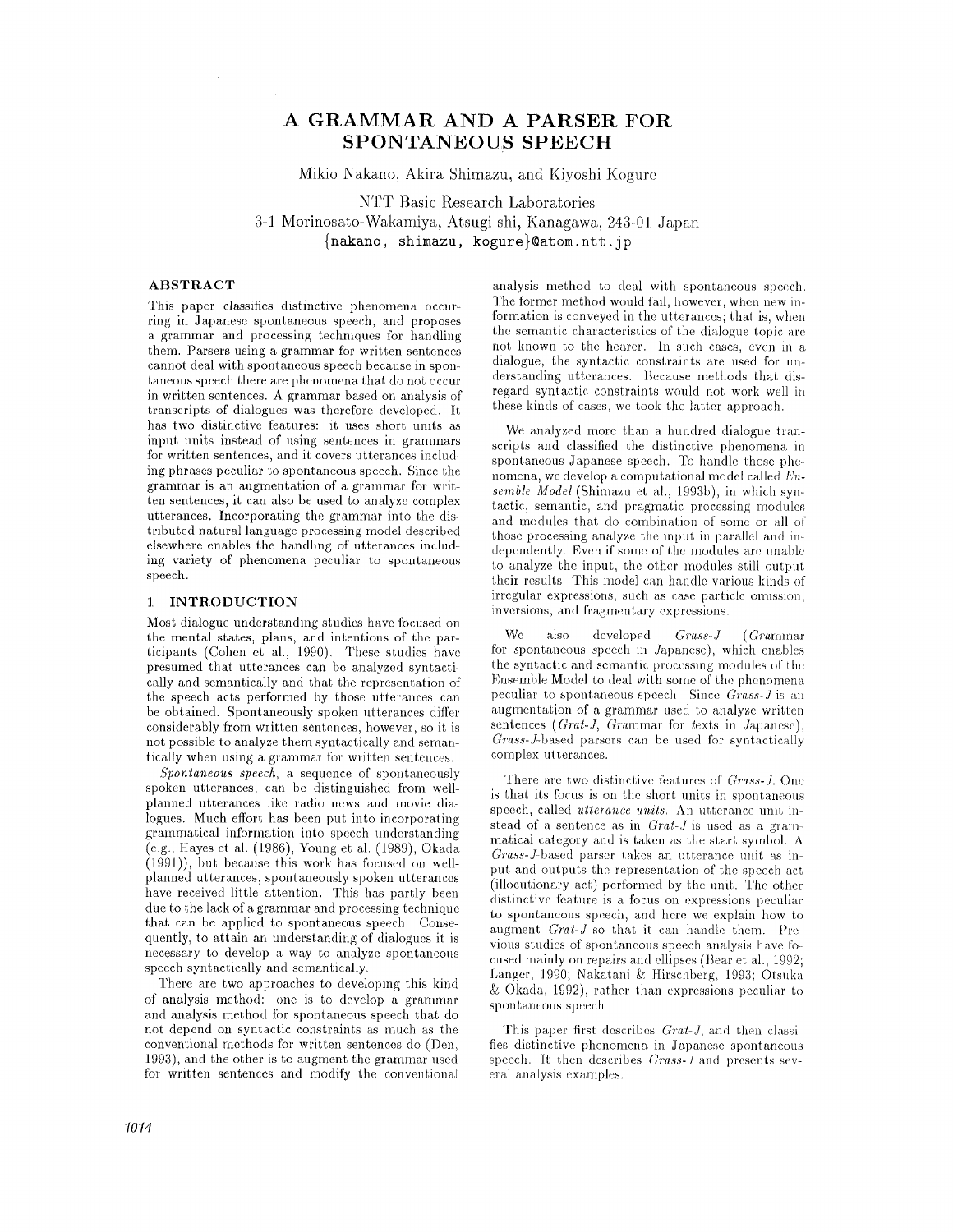# A GRAMMAR AND A PARSER FOR SPONTANEOUS SPEECH

Mikio Nakano, Akira Shimazu, and Kiyoshi Kogure

NTT Basic Research Laboratories
3-1 Morinosato-Wakamiya, Atsugi-shi, Kanagawa, 243-01 Japan
{nakano, shimazu, kogure}@atom.ntt.jp

## ABSTRACT

This paper classifies distinctive phenomena occurring in Japanese spontaneous speech, and proposes a grammar and processing techniques for handling them. Parsers using a grammar for written sentences cannot deal with spontaneous speech because in spontaneous speech there are phenomena that do not occur in written sentences. A grammar based on analysis of transcripts of dialogues was therefore developed. It has two distinctive features: it uses short units as input units instead of using sentences in grammars for written sentences, and it covers utterances including phrases peculiar to spontaneous speech. Since the grammar is an augmentation of a grammar for written sentences, it can also be used to analyze complex utterances. Incorporating the grammar into the distributed natural language processing model described elsewhere enables the handling of utterances including variety of phenomena peculiar to spontaneous speech.

## 1 INTRODUCTION

Most dialogue understanding studies have focused on the mental states, plans, and intentions of the participants (Cohen et al., 1990). These studies have presumed that utterances can be analyzed syntactically and semantically and that the representation of the speech acts performed by those utterances can be obtained. Spontaneously spoken utterances differ considerably from written sentences, however, so it is not possible to analyze them syntactically and semantically when using a grammar for written sentences.

*Spontaneous speech*, a sequence of spontaneously spoken utterances, can be distinguished from well-planned utterances like radio news and movie dialogues. Much effort has been put into incorporating grammatical information into speech understanding (e.g., Hayes et al. (1986), Young et al. (1989), Okada (1991)), but because this work has focused on well-planned utterances, spontaneously spoken utterances have received little attention. This has partly been due to the lack of a grammar and processing technique that can be applied to spontaneous speech. Consequently, to attain an understanding of dialogues it is necessary to develop a way to analyze spontaneous speech syntactically and semantically.

There are two approaches to developing this kind of analysis method: one is to develop a grammar and analysis method for spontaneous speech that do not depend on syntactic constraints as much as the conventional methods for written sentences do (Den, 1993), and the other is to augment the grammar used for written sentences and modify the conventional analysis method to deal with spontaneous speech. The former method would fail, however, when new information is conveyed in the utterances; that is, when the semantic characteristics of the dialogue topic are not known to the hearer. In such cases, even in a dialogue, the syntactic constraints are used for understanding utterances. Because methods that disregard syntactic constraints would not work well in these kinds of cases, we took the latter approach.

We analyzed more than a hundred dialogue transcripts and classified the distinctive phenomena in spontaneous Japanese speech. To handle those phenomena, we develop a computational model called *Ensemble Model* (Shimazu et al., 1993b), in which syntactic, semantic, and pragmatic processing modules and modules that do combination of some or all of those processing analyze the input in parallel and independently. Even if some of the modules are unable to analyze the input, the other modules still output their results. This model can handle various kinds of irregular expressions, such as case particle omission, inversions, and fragmentary expressions.

We also developed *Grass-J* (*Gra*mmar for *s*pontaneous *s*peech in *J*apanese), which enables the syntactic and semantic processing modules of the Ensemble Model to deal with some of the phenomena peculiar to spontaneous speech. Since *Grass-J* is an augmentation of a grammar used to analyze written sentences (*Grat-J*, *Gra*mmar for *t*exts in *J*apanese), *Grass-J*-based parsers can be used for syntactically complex utterances.

There are two distinctive features of *Grass-J*. One is that its focus is on the short units in spontaneous speech, called ***utterance units***. An utterance unit instead of a sentence as in *Grat-J* is used as a grammatical category and is taken as the start symbol. A *Grass-J*-based parser takes an utterance unit as input and outputs the representation of the speech act (illocutionary act) performed by the unit. The other distinctive feature is a focus on expressions peculiar to spontaneous speech, and here we explain how to augment *Grat-J* so that it can handle them. Previous studies of spontaneous speech analysis have focused mainly on repairs and ellipses (Bear et al., 1992; Langer, 1990; Nakatani & Hirschberg, 1993; Otsuka & Okada, 1992), rather than expressions peculiar to spontaneous speech.

This paper first describes *Grat-J*, and then classifies distinctive phenomena in Japanese spontaneous speech. It then describes *Grass-J* and presents several analysis examples.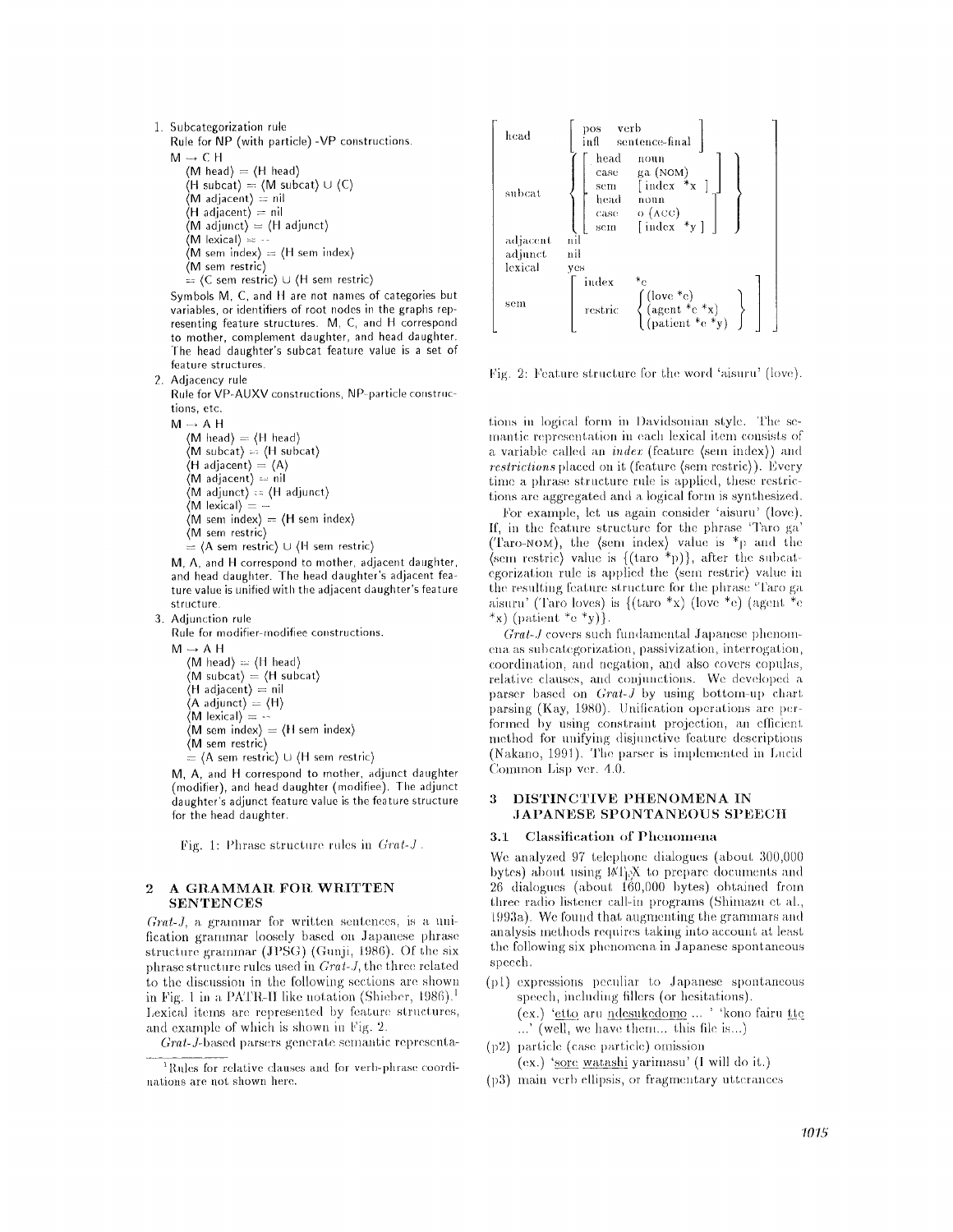1. Subcategorization rule

   Rule for NP (with particle) -VP constructions.

   M → C H

   ⟨M head⟩ = ⟨H head⟩
   ⟨H subcat⟩ = ⟨M subcat⟩ ∪ {C}
   ⟨M adjacent⟩ = nil
   ⟨H adjacent⟩ = nil
   ⟨M adjunct⟩ = ⟨H adjunct⟩
   ⟨M lexical⟩ = −
   ⟨M sem index⟩ = ⟨H sem index⟩
   ⟨M sem restric⟩
   = ⟨C sem restric⟩ ∪ ⟨H sem restric⟩

   Symbols M, C, and H are not names of categories but variables, or identifiers of root nodes in the graphs representing feature structures. M, C, and H correspond to mother, complement daughter, and head daughter. The head daughter's subcat feature value is a set of feature structures.

2. Adjacency rule

   Rule for VP-AUXV constructions, NP-particle constructions, etc.

   M → A H

   ⟨M head⟩ = ⟨H head⟩
   ⟨M subcat⟩ = ⟨H subcat⟩
   ⟨H adjacent⟩ = ⟨A⟩
   ⟨M adjacent⟩ = nil
   ⟨M adjunct⟩ = ⟨H adjunct⟩
   ⟨M lexical⟩ = −
   ⟨M sem index⟩ = ⟨H sem index⟩
   ⟨M sem restric⟩
   = ⟨A sem restric⟩ ∪ ⟨H sem restric⟩

   M, A, and H correspond to mother, adjacent daughter, and head daughter. The head daughter's adjacent feature value is unified with the adjacent daughter's feature structure.

3. Adjunction rule

   Rule for modifier-modifiee constructions.

   M → A H

   ⟨M head⟩ = ⟨H head⟩
   ⟨M subcat⟩ = ⟨H subcat⟩
   ⟨H adjacent⟩ = nil
   ⟨A adjunct⟩ = ⟨H⟩
   ⟨M lexical⟩ = −
   ⟨M sem index⟩ = ⟨H sem index⟩
   ⟨M sem restric⟩
   = ⟨A sem restric⟩ ∪ ⟨H sem restric⟩

   M, A, and H correspond to mother, adjunct daughter (modifier), and head daughter (modifiee). The adjunct daughter's adjunct feature value is the feature structure for the head daughter.

Fig. 1: Phrase structure rules in *Grat-J*.

## 2 A GRAMMAR FOR WRITTEN SENTENCES

*Grat-J*, a grammar for written sentences, is a unification grammar loosely based on Japanese phrase structure grammar (JPSG) (Gunji, 1986). Of the six phrase structure rules used in *Grat-J*, the three related to the discussion in the following sections are shown in Fig. 1 in a PATR-II like notation (Shieber, 1986).[1] Lexical items are represented by feature structures, and example of which is shown in Fig. 2.

*Grat-J*-based parsers generate semantic representations in logical form in Davidsonian style. The semantic representation in each lexical item consists of a variable called an *index* (feature ⟨sem index⟩) and *restrictions* placed on it (feature ⟨sem restric⟩). Every time a phrase structure rule is applied, these restrictions are aggregated and a logical form is synthesized.

[1] Rules for relative clauses and for verb-phrase coordinations are not shown here.

```
head      [ pos   verb
            infl  sentence-final ]
subcat    { [ head  noun
              case  ga (NOM)
              sem   [ index *x ] ] ,
            [ head  noun
              case  o (ACC)
              sem   [ index *y ] ] }
adjacent  nil
adjunct   nil
lexical   yes
sem       [ index    *e
            restric  { (love *e)
                       (agent *e *x)
                       (patient *e *y) } ]
```

Fig. 2: Feature structure for the word 'aisuru' (love).

For example, let us again consider 'aisuru' (love). If, in the feature structure for the phrase 'Taro ga' (Taro-NOM), the ⟨sem index⟩ value is \*p and the ⟨sem restric⟩ value is {(taro \*p)}, after the subcategorization rule is applied the ⟨sem restric⟩ value in the resulting feature structure for the phrase "Taro ga aisuru' (Taro loves) is {(taro \*x) (love \*e) (agent \*e \*x) (patient \*e \*y)}.

*Grat-J* covers such fundamental Japanese phenomena as subcategorization, passivization, interrogation, coordination, and negation, and also covers copulas, relative clauses, and conjunctions. We developed a parser based on *Grat-J* by using bottom-up chart parsing (Kay, 1980). Unification operations are performed by using constraint projection, an efficient method for unifying disjunctive feature descriptions (Nakano, 1991). The parser is implemented in Lucid Common Lisp ver. 4.0.

## 3 DISTINCTIVE PHENOMENA IN JAPANESE SPONTANEOUS SPEECH

### 3.1 Classification of Phenomena

We analyzed 97 telephone dialogues (about 300,000 bytes) about using LaTeX to prepare documents and 26 dialogues (about 160,000 bytes) obtained from three radio listener call-in programs (Shimazu et al., 1993a). We found that augmenting the grammars and analysis methods requires taking into account at least the following six phenomena in Japanese spontaneous speech.

(p1) expressions peculiar to Japanese spontaneous speech, including fillers (or hesitations).
(ex.) '<u>etto</u> aru <u>ndesukedomo</u> ... ' 'kono fairu <u>tte</u> ...' (well, we have them... this file is...)

(p2) particle (case particle) omission
(ex.) '<u>sore</u> <u>watashi</u> yarimasu' (I will do it.)

(p3) main verb ellipsis, or fragmentary utterances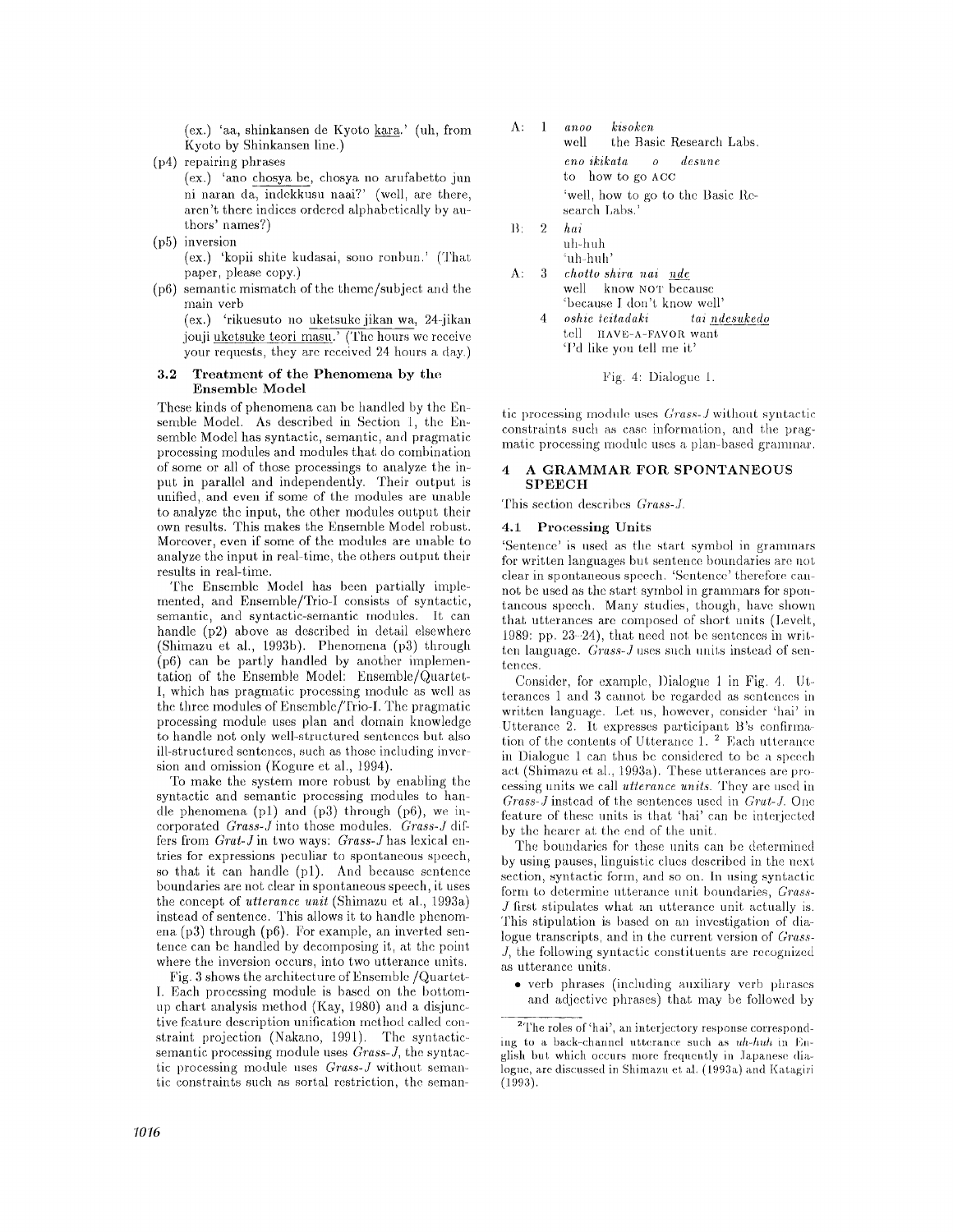(ex.) 'aa, shinkansen de Kyoto <u>kara</u>.' (uh, from Kyoto by Shinkansen line.)

(p4) repairing phrases

(ex.) 'ano <u>chosya be</u>, chosya no arufabetto jun ni naran da, indekkusu naai?' (well, are there, aren't there indices ordered alphabetically by authors' names?)

(p5) inversion

(ex.) 'kopii shite kudasai, sono ronbun.' (That paper, please copy.)

(p6) semantic mismatch of the theme/subject and the main verb

(ex.) 'rikuesuto no <u>uketsuke jikan</u> wa, 24-jikan jouji <u>uketsuke teori masu</u>.' (The hours we receive your requests, they are received 24 hours a day.)

### 3.2 Treatment of the Phenomena by the Ensemble Model

These kinds of phenomena can be handled by the Ensemble Model. As described in Section 1, the Ensemble Model has syntactic, semantic, and pragmatic processing modules and modules that do combination of some or all of those processings to analyze the input in parallel and independently. Their output is unified, and even if some of the modules are unable to analyze the input, the other modules output their own results. This makes the Ensemble Model robust. Moreover, even if some of the modules are unable to analyze the input in real-time, the others output their results in real-time.

The Ensemble Model has been partially implemented, and Ensemble/Trio-I consists of syntactic, semantic, and syntactic-semantic modules. It can handle (p2) above as described in detail elsewhere (Shimazu et al., 1993b). Phenomena (p3) through (p6) can be partly handled by another implementation of the Ensemble Model: Ensemble/Quartet-I, which has pragmatic processing module as well as the three modules of Ensemble/Trio-I. The pragmatic processing module uses plan and domain knowledge to handle not only well-structured sentences but also ill-structured sentences, such as those including inversion and omission (Kogure et al., 1994).

To make the system more robust by enabling the syntactic and semantic processing modules to handle phenomena (p1) and (p3) through (p6), we incorporated *Grass-J* into those modules. *Grass-J* differs from *Grat-J* in two ways: *Grass-J* has lexical entries for expressions peculiar to spontaneous speech, so that it can handle (p1). And because sentence boundaries are not clear in spontaneous speech, it uses the concept of *utterance unit* (Shimazu et al., 1993a) instead of sentence. This allows it to handle phenomena (p3) through (p6). For example, an inverted sentence can be handled by decomposing it, at the point where the inversion occurs, into two utterance units.

Fig. 3 shows the architecture of Ensemble /Quartet-I. Each processing module is based on the bottom-up chart analysis method (Kay, 1980) and a disjunctive feature description unification method called constraint projection (Nakano, 1991). The syntactic-semantic processing module uses *Grass-J*, the syntactic processing module uses *Grass-J* without semantic constraints such as sortal restriction, the semantic processing module uses *Grass-J* without syntactic constraints such as case information, and the pragmatic processing module uses a plan-based grammar.

A: 1 *anoo kisoken*
well the Basic Research Labs.
*eno ikikata o desune*
to how to go ACC
'well, how to go to the Basic Research Labs.'

B: 2 *hai*
uh-huh
'uh-huh'

A: 3 *chotto shira nai <u>nde</u>*
well know NOT because
'because I don't know well'

4 *oshie teitadaki tai <u>ndesukedo</u>*
tell HAVE-A-FAVOR want
'I'd like you tell me it'

Fig. 4: Dialogue 1.

## 4 A GRAMMAR FOR SPONTANEOUS SPEECH

This section describes *Grass-J*.

### 4.1 Processing Units

'Sentence' is used as the start symbol in grammars for written languages but sentence boundaries are not clear in spontaneous speech. 'Sentence' therefore cannot be used as the start symbol in grammars for spontaneous speech. Many studies, though, have shown that utterances are composed of short units (Levelt, 1989: pp. 23–24), that need not be sentences in written language. *Grass-J* uses such units instead of sentences.

Consider, for example, Dialogue 1 in Fig. 4. Utterances 1 and 3 cannot be regarded as sentences in written language. Let us, however, consider 'hai' in Utterance 2. It expresses participant B's confirmation of the contents of Utterance 1. [2] Each utterance in Dialogue 1 can thus be considered to be a speech act (Shimazu et al., 1993a). These utterances are processing units we call *utterance units*. They are used in *Grass-J* instead of the sentences used in *Grat-J*. One feature of these units is that 'hai' can be interjected by the hearer at the end of the unit.

The boundaries for these units can be determined by using pauses, linguistic clues described in the next section, syntactic form, and so on. In using syntactic form to determine utterance unit boundaries, *Grass-J* first stipulates what an utterance unit actually is. This stipulation is based on an investigation of dialogue transcripts, and in the current version of *Grass-J*, the following syntactic constituents are recognized as utterance units.

- verb phrases (including auxiliary verb phrases and adjective phrases) that may be followed by

[2] The roles of 'hai', an interjectory response corresponding to a back-channel utterance such as *uh-huh* in English but which occurs more frequently in Japanese dialogue, are discussed in Shimazu et al. (1993a) and Katagiri (1993).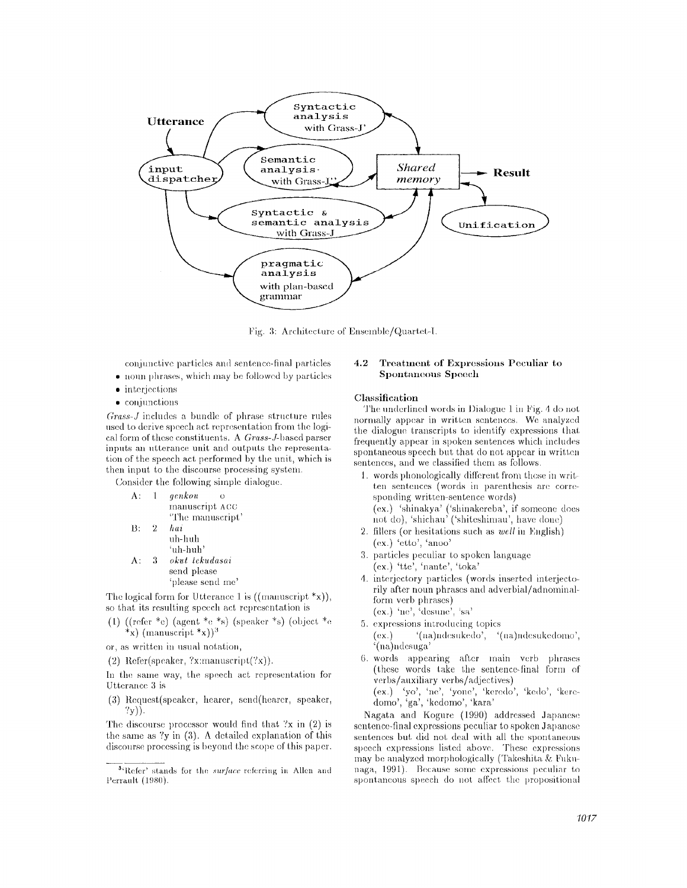Fig. 3: Architecture of Ensemble/Quartet-I.

conjunctive particles and sentence-final particles

- noun phrases, which may be followed by particles
- interjections
- conjunctions

*Grass-J* includes a bundle of phrase structure rules used to derive speech act representation from the logical form of these constituents. A *Grass-J*-based parser inputs an utterance unit and outputs the representation of the speech act performed by the unit, which is then input to the discourse processing system.

Consider the following simple dialogue.

| | | | |
|---|---|---|---|
| A: | 1 | *genkou* | o |
| | | manuscript | ACC |
| | | 'The manuscript' | |
| B: | 2 | *hai* | |
| | | uh-huh | |
| | | 'uh-huh' | |
| A: | 3 | *okut tekudasai* | |
| | | send please | |
| | | 'please send me' | |

The logical form for Utterance 1 is ((manuscript *x)), so that its resulting speech act representation is

(1) ((refer *e) (agent *e *s) (speaker *s) (object *e *x) (manuscript *x))[3]

or, as written in usual notation,

(2) Refer(speaker, ?x:manuscript(?x)).

In the same way, the speech act representation for Utterance 3 is

(3) Request(speaker, hearer, send(hearer, speaker, ?y)).

The discourse processor would find that ?x in (2) is the same as ?y in (3). A detailed explanation of this discourse processing is beyond the scope of this paper.

[3] 'Refer' stands for the *surface* referring in Allen and Perrault (1980).

### 4.2 Treatment of Expressions Peculiar to Spontaneous Speech

#### Classification

The underlined words in Dialogue 1 in Fig. 4 do not normally appear in written sentences. We analyzed the dialogue transcripts to identify expressions that frequently appear in spoken sentences which includes spontaneous speech but that do not appear in written sentences, and we classified them as follows.

1. words phonologically different from those in written sentences (words in parenthesis are corresponding written-sentence words)
   (ex.) 'shinakya' ('shinakereba', if someone does not do), 'shichau' ('shiteshimau', have done)
2. fillers (or hesitations such as *well* in English)
   (ex.) 'etto', 'anoo'
3. particles peculiar to spoken language
   (ex.) 'tte', 'nante', 'toka'
4. interjectory particles (words inserted interjectorily after noun phrases and adverbial/adnominal-form verb phrases)
   (ex.) 'ne', 'desune', 'sa'
5. expressions introducing topics
   (ex.) '(na)ndesukedo', '(na)ndesukedomo', '(na)ndesuga'
6. words appearing after main verb phrases (these words take the sentence-final form of verbs/auxiliary verbs/adjectives)
   (ex.) 'yo', 'ne', 'yone', 'keredo', 'kedo', 'keredomo', 'ga', 'kedomo', 'kara'

Nagata and Kogure (1990) addressed Japanese sentence-final expressions peculiar to spoken Japanese sentences but did not deal with all the spontaneous speech expressions listed above. These expressions may be analyzed morphologically (Takeshita & Fukunaga, 1991). Because some expressions peculiar to spontaneous speech do not affect the propositional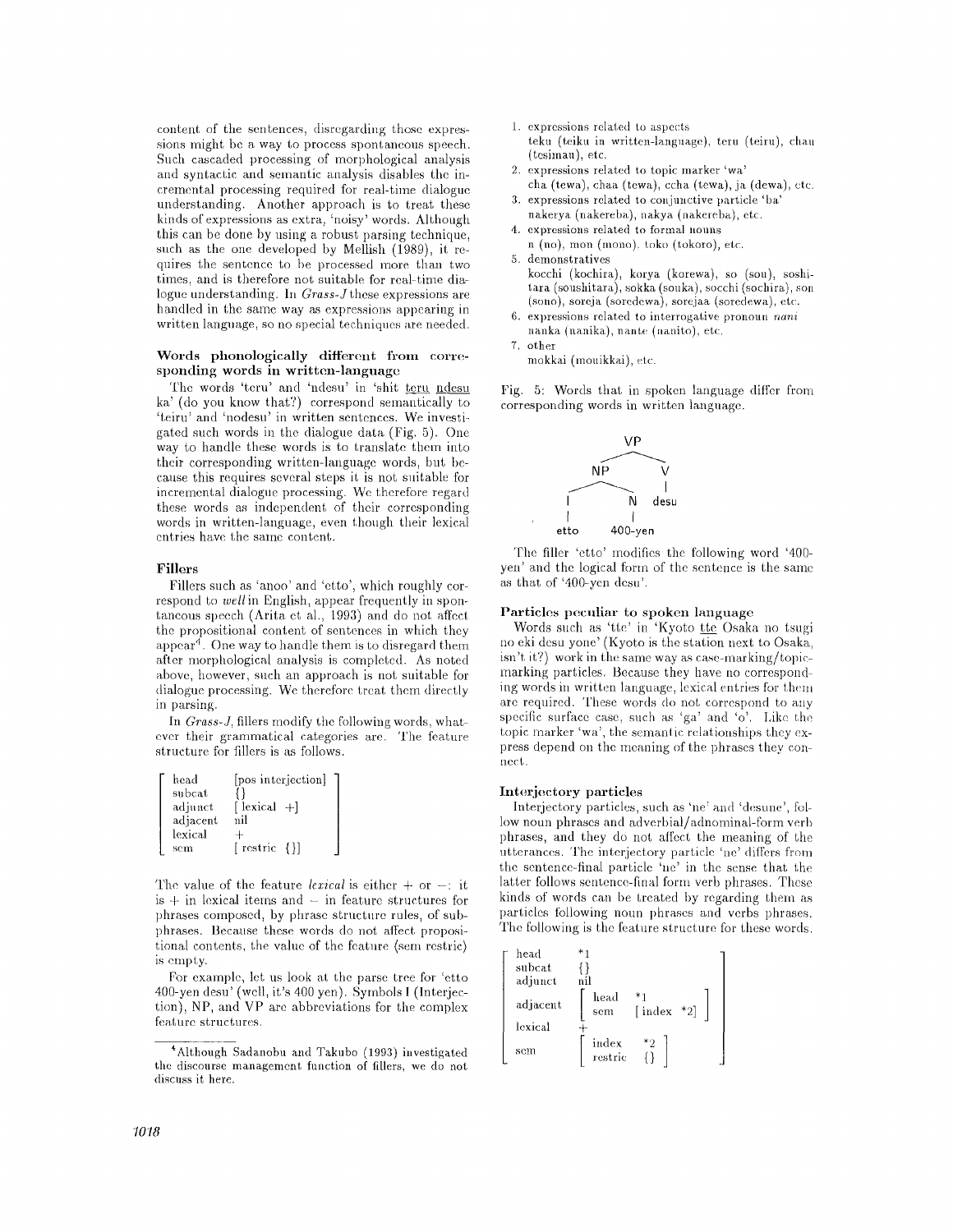content of the sentences, disregarding those expressions might be a way to process spontaneous speech. Such cascaded processing of morphological analysis and syntactic and semantic analysis disables the incremental processing required for real-time dialogue understanding. Another approach is to treat these kinds of expressions as extra, 'noisy' words. Although this can be done by using a robust parsing technique, such as the one developed by Mellish (1989), it requires the sentence to be processed more than two times, and is therefore not suitable for real-time dialogue understanding. In *Grass-J* these expressions are handled in the same way as expressions appearing in written language, so no special techniques are needed.

### Words phonologically different from corresponding words in written-language

The words 'teru' and 'ndesu' in 'shit teru ndesu ka' (do you know that?) correspond semantically to 'teiru' and 'nodesu' in written sentences. We investigated such words in the dialogue data (Fig. 5). One way to handle these words is to translate them into their corresponding written-language words, but because this requires several steps it is not suitable for incremental dialogue processing. We therefore regard these words as independent of their corresponding words in written-language, even though their lexical entries have the same content.

### Fillers

Fillers such as 'anoo' and 'etto', which roughly correspond to *well* in English, appear frequently in spontaneous speech (Arita et al., 1993) and do not affect the propositional content of sentences in which they appear[4]. One way to handle them is to disregard them after morphological analysis is completed. As noted above, however, such an approach is not suitable for dialogue processing. We therefore treat them directly in parsing.

In *Grass-J*, fillers modify the following words, whatever their grammatical categories are. The feature structure for fillers is as follows.

```
[ head      [pos interjection] ]
[ subcat    {}                 ]
[ adjunct   [lexical +]        ]
[ adjacent  nil                ]
[ lexical   +                  ]
[ sem       [restric {}]       ]
```

The value of the feature *lexical* is either + or −: it is + in lexical items and − in feature structures for phrases composed, by phrase structure rules, of subphrases. Because these words do not affect propositional contents, the value of the feature (sem restric) is empty.

For example, let us look at the parse tree for 'etto 400-yen desu' (well, it's 400 yen). Symbols I (Interjection), NP, and VP are abbreviations for the complex feature structures.

[4] Although Sadanobu and Takubo (1993) investigated the discourse management function of fillers, we do not discuss it here.

1. expressions related to aspects
   teku (teiku in written-language), teru (teiru), chau (tesimau), etc.
2. expressions related to topic marker 'wa'
   cha (tewa), chaa (tewa), ccha (tewa), ja (dewa), etc.
3. expressions related to conjunctive particle 'ba'
   nakerya (nakereba), nakya (nakereba), etc.
4. expressions related to formal nouns
   n (no), mon (mono), toko (tokoro), etc.
5. demonstratives
   kocchi (kochira), korya (korewa), so (sou), soshitara (soushitara), sokka (souka), socchi (sochira), son (sono), soreja (soredewa), sorejaa (soredewa), etc.
6. expressions related to interrogative pronoun *nani*
   nanka (nanika), nante (nanito), etc.
7. other
   mokkai (mouikkai), etc.

Fig. 5: Words that in spoken language differ from corresponding words in written language.

```
            VP
          /    \
        NP      V
       /  \     |
      I    N   desu
      |    |
    etto  400-yen
```

The filler 'etto' modifies the following word '400-yen' and the logical form of the sentence is the same as that of '400-yen desu'.

### Particles peculiar to spoken language

Words such as 'tte' in 'Kyoto tte Osaka no tsugi no eki desu yone' (Kyoto is the station next to Osaka, isn't it?) work in the same way as case-marking/topic-marking particles. Because they have no corresponding words in written language, lexical entries for them are required. These words do not correspond to any specific surface case, such as 'ga' and 'o'. Like the topic marker 'wa', the semantic relationships they express depend on the meaning of the phrases they connect.

### Interjectory particles

Interjectory particles, such as 'ne' and 'desune', follow noun phrases and adverbial/adnominal-form verb phrases, and they do not affect the meaning of the utterances. The interjectory particle 'ne' differs from the sentence-final particle 'ne' in the sense that the latter follows sentence-final form verb phrases. These kinds of words can be treated by regarding them as particles following noun phrases and verbs phrases. The following is the feature structure for these words.

```
[ head      *1                              ]
[ subcat    {}                              ]
[ adjunct   nil                             ]
[ adjacent  [ head  *1              ]       ]
[           [ sem   [index *2]      ]       ]
[ lexical   +                               ]
[ sem       [ index    *2 ]                 ]
[           [ restric  {} ]                 ]
```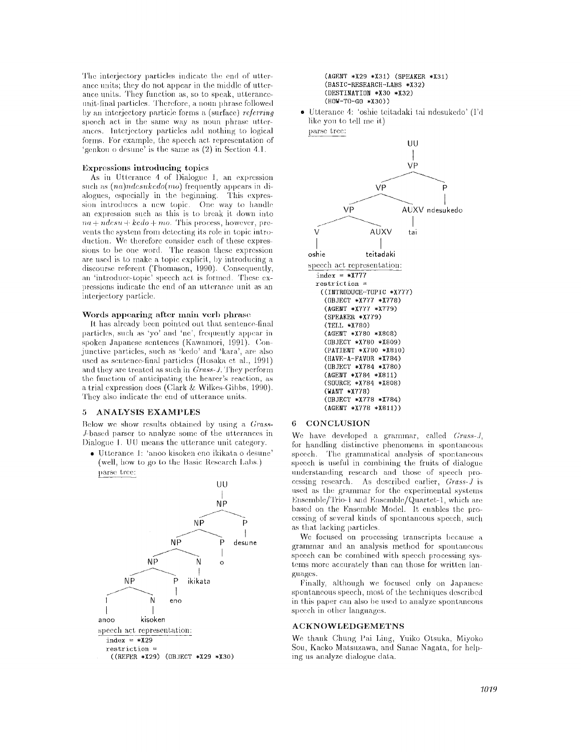The interjectory particles indicate the end of utterance units; they do not appear in the middle of utterance units. They function as, so to speak, utterance-unit-final particles. Therefore, a noun phrase followed by an interjectory particle forms a (surface) *referring* speech act in the same way as noun phrase utterances. Interjectory particles add nothing to logical forms. For example, the speech act representation of 'genkou o desune' is the same as (2) in Section 4.1.

**Expressions introducing topics**

As in Utterance 4 of Dialogue 1, an expression such as *(na)ndesukedo(mo)* frequently appears in dialogues, especially in the beginning. This expression introduces a new topic. One way to handle an expression such as this is to break it down into *na + ndesu + kedo + mo*. This process, however, prevents the system from detecting its role in topic introduction. We therefore consider each of these expressions to be one word. The reason these expression are used is to make a topic explicit, by introducing a discourse referent (Thomason, 1990). Consequently, an 'introduce-topic' speech act is formed. These expressions indicate the end of an utterance unit as an interjectory particle.

**Words appearing after main verb phrase**

It has already been pointed out that sentence-final particles, such as 'yo' and 'ne', frequently appear in spoken Japanese sentences (Kawamori, 1991). Conjunctive particles, such as 'kedo' and 'kara', are also used as sentence-final particles (Hosaka et al., 1991) and they are treated as such in *Grass-J*. They perform the function of anticipating the hearer's reaction, as a trial expression does (Clark & Wilkes-Gibbs, 1990). They also indicate the end of utterance units.

## 5 ANALYSIS EXAMPLES

Below we show results obtained by using a *Grass-J*-based parser to analyze some of the utterances in Dialogue 1. UU means the utterance unit category.

- Utterance 1: 'anoo kisoken eno ikikata o desune' (well, how to go to the Basic Research Labs.)

  parse tree:

```
UU
└─ NP
   ├─ NP
   │  ├─ NP
   │  │  ├─ NP
   │  │  │  ├─ NP
   │  │  │  │  ├─ I ── anoo
   │  │  │  │  └─ N ── kisoken
   │  │  │  └─ P ── eno
   │  │  └─ N ── ikikata
   │  └─ P ── o
   └─ P ── desune
```

  speech act representation:

```
index = *X29
restriction =
  ((REFER *X29) (OBJECT *X29 *X30)
   (AGENT *X29 *X31) (SPEAKER *X31)
   (BASIC-RESEARCH-LABS *X32)
   (DESTINATION *X30 *X32)
   (HOW-TO-GO *X30))
```

- Utterance 4: 'oshie teitadaki tai ndesukedo' (I'd like you to tell me it)

  parse tree:

```
UU
└─ VP
   ├─ VP
   │  ├─ VP
   │  │  ├─ V ── oshie
   │  │  └─ AUXV ── teitadaki
   │  └─ AUXV ── tai
   └─ P ── ndesukedo
```

  speech act representation:

```
index = *X777
restriction =
  ((INTRODUCE-TOPIC *X777)
   (OBJECT *X777 *X778)
   (AGENT *X777 *X779)
   (SPEAKER *X779)
   (TELL *X780)
   (AGENT *X780 *X808)
   (OBJECT *X780 *X809)
   (PATIENT *X780 *X810)
   (HAVE-A-FAVOR *X784)
   (OBJECT *X784 *X780)
   (AGENT *X784 *X811)
   (SOURCE *X784 *X808)
   (WANT *X778)
   (OBJECT *X778 *X784)
   (AGENT *X778 *X811))
```

## 6 CONCLUSION

We have developed a grammar, called *Grass-J*, for handling distinctive phenomena in spontaneous speech. The grammatical analysis of spontaneous speech is useful in combining the fruits of dialogue understanding research and those of speech processing research. As described earlier, *Grass-J* is used as the grammar for the experimental systems Ensemble/Trio-I and Ensemble/Quartet-I, which are based on the Ensemble Model. It enables the processing of several kinds of spontaneous speech, such as that lacking particles.

We focused on processing transcripts because a grammar and an analysis method for spontaneous speech can be combined with speech processing systems more accurately than can those for written languages.

Finally, although we focused only on Japanese spontaneous speech, most of the techniques described in this paper can also be used to analyze spontaneous speech in other languages.

## ACKNOWLEDGEMETNS

We thank Chung Pai Ling, Yuiko Otsuka, Miyoko Sou, Kaeko Matsuzawa, and Sanae Nagata, for helping us analyze dialogue data.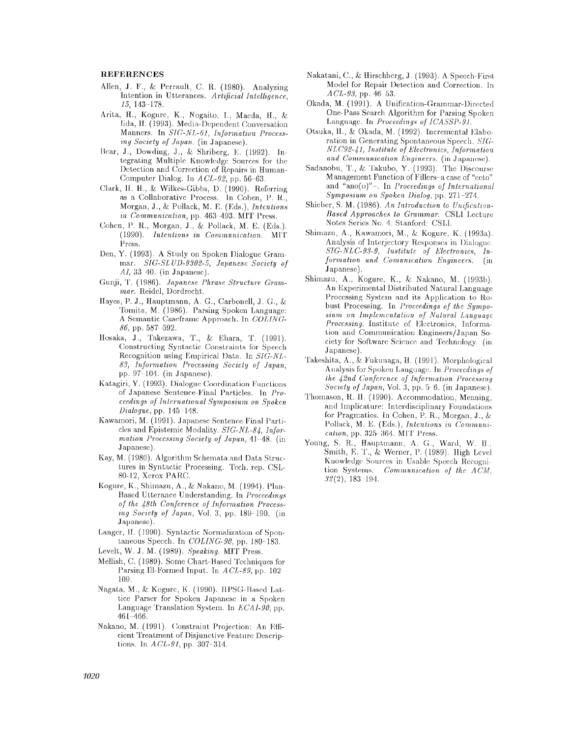## REFERENCES

Allen, J. F., & Perrault, C. R. (1980). Analyzing Intention in Utterances. *Artificial Intelligence*, *15*, 143–178.

Arita, H., Kogure, K., Nogaito, I., Maeda, H., & Iida, H. (1993). Media-Dependent Conversation Manners. In *SIG-NL-61, Information Processing Society of Japan*. (in Japanese).

Bear, J., Dowding, J., & Shriberg, E. (1992). Integrating Multiple Knowledge Sources for the Detection and Correction of Repairs in Human-Computer Dialog. In *ACL-92*, pp. 56–63.

Clark, H. H., & Wilkes-Gibbs, D. (1990). Referring as a Collaborative Process. In Cohen, P. R., Morgan, J., & Pollack, M. E. (Eds.), *Intentions in Communication*, pp. 463–493. MIT Press.

Cohen, P. R., Morgan, J., & Pollack, M. E. (Eds.). (1990). *Intentions in Communication*. MIT Press.

Den, Y. (1993). A Study on Spoken Dialogue Grammar. *SIG-SLUD-9302-5, Japanese Society of AI*, 33–40. (in Japanese).

Gunji, T. (1986). *Japanese Phrase Structure Grammar*. Reidel, Dordrecht.

Hayes, P. J., Hauptmann, A. G., Carbonell, J. G., & Tomita, M. (1986). Parsing Spoken Language: A Semantic Caseframe Approach. In *COLING-86*, pp. 587–592.

Hosaka, J., Takezawa, T., & Ehara, T. (1991). Constructing Syntactic Constraints for Speech Recognition using Empirical Data. In *SIG-NL-83, Information Processing Society of Japan*, pp. 97–104. (in Japanese).

Katagiri, Y. (1993). Dialogue Coordination Functions of Japanese Sentence-Final Particles. In *Proceedings of International Symposium on Spoken Dialogue*, pp. 145–148.

Kawamori, M. (1991). Japanese Sentence Final Particles and Epistemic Modality. *SIG-NL-84, Information Processing Society of Japan*, 41–48. (in Japanese).

Kay, M. (1980). Algorithm Schemata and Data Structures in Syntactic Processing. Tech. rep. CSL-80-12, Xerox PARC.

Kogure, K., Shimazu, A., & Nakano, M. (1994). Plan-Based Utterance Understanding. In *Proceedings of the 48th Conference of Information Processing Society of Japan*, Vol. 3, pp. 189–190. (in Japanese).

Langer, H. (1990). Syntactic Normalization of Spontaneous Speech. In *COLING-90*, pp. 180–183.

Levelt, W. J. M. (1989). *Speaking*. MIT Press.

Mellish, C. (1989). Some Chart-Based Techniques for Parsing Ill-Formed Input. In *ACL-89*, pp. 102–109.

Nagata, M., & Kogure, K. (1990). HPSG-Based Lattice Parser for Spoken Japanese in a Spoken Language Translation System. In *ECAI-90*, pp. 461–466.

Nakano, M. (1991). Constraint Projection: An Efficient Treatment of Disjunctive Feature Descriptions. In *ACL-91*, pp. 307–314.

Nakatani, C., & Hirschberg, J. (1993). A Speech-First Model for Repair Detection and Correction. In *ACL-93*, pp. 46–53.

Okada, M. (1991). A Unification-Grammar-Directed One-Pass Search Algorithm for Parsing Spoken Language. In *Proceedings of ICASSP-91*.

Otsuka, H., & Okada, M. (1992). Incremental Elaboration in Generating Spontaneous Speech. *SIG-NLC92-41, Institute of Electronics, Information and Communication Engineers*. (in Japanese).

Sadanobu, T., & Takubo, Y. (1993). The Discourse Management Function of Fillers–a case of "eeto" and "ano(o)"–. In *Proceedings of International Symposium on Spoken Dialog*, pp. 271–274.

Shieber, S. M. (1986). *An Introduction to Unification-Based Approaches to Grammar*. CSLI Lecture Notes Series No. 4. Stanford: CSLI.

Shimazu, A., Kawamori, M., & Kogure, K. (1993a). Analysis of Interjectory Responses in Dialogue. *SIG-NLC-93-9, Institute of Electronics, Information and Comunication Engineers*. (in Japanese).

Shimazu, A., Kogure, K., & Nakano, M. (1993b). An Experimental Distributed Natural Language Processing System and its Application to Robust Processing. In *Proceedings of the Symposium on Implementation of Natural Language Processing*. Institute of Electronics, Information and Communication Engineers/Japan Society for Software Science and Technology. (in Japanese).

Takeshita, A., & Fukunaga, H. (1991). Morphological Analysis for Spoken Language. In *Proceedings of the 42nd Conference of Information Processing Society of Japan*, Vol. 3, pp. 5–6. (in Japanese).

Thomason, R. H. (1990). Accommodation, Meaning, and Implicature: Interdisciplinary Foundations for Pragmatics. In Cohen, P. R., Morgan, J., & Pollack, M. E. (Eds.), *Intentions in Communication*, pp. 325–364. MIT Press.

Young, S. R., Hauptmann, A. G., Ward, W. H., Smith, E. T., & Werner, P. (1989). High Level Knowledge Sources in Usable Speech Recognition Systems. *Communication of the ACM*, *32*(2), 183–194.